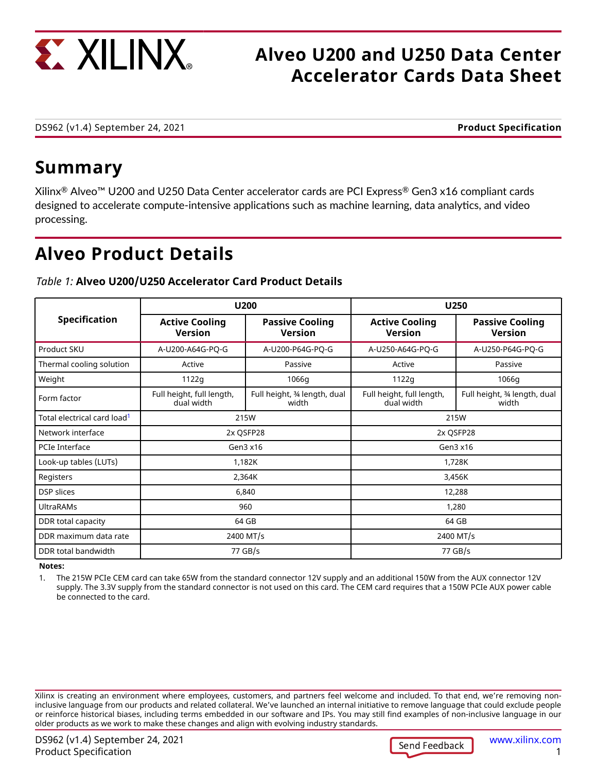# Alveo U200 and U250 Data Center Accelerator Cards Data Sheet

DS962 (v1.4) September 24, 2021 **Product Specification**

## Summary

Xilinx® Alveo™ U200 and U250 Data Center accelerator cards are PCI Express® Gen3 x16 compliant cards designed to accelerate compute-intensive applications such as machine learning, data analytics, and video processing.

## Alveo Product Details

*Table 1:* **Alveo U200/U250 Accelerator Card Product Details**

| Specification | U200 | | U250 | |
|---|---|---|---|---|
| | **Active Cooling Version** | **Passive Cooling Version** | **Active Cooling Version** | **Passive Cooling Version** |
| Product SKU | A-U200-A64G-PQ-G | A-U200-P64G-PQ-G | A-U250-A64G-PQ-G | A-U250-P64G-PQ-G |
| Thermal cooling solution | Active | Passive | Active | Passive |
| Weight | 1122g | 1066g | 1122g | 1066g |
| Form factor | Full height, full length, dual width | Full height, ¾ length, dual width | Full height, full length, dual width | Full height, ¾ length, dual width |
| Total electrical card load[1] | 215W | | 215W | |
| Network interface | 2x QSFP28 | | 2x QSFP28 | |
| PCIe Interface | Gen3 x16 | | Gen3 x16 | |
| Look-up tables (LUTs) | 1,182K | | 1,728K | |
| Registers | 2,364K | | 3,456K | |
| DSP slices | 6,840 | | 12,288 | |
| UltraRAMs | 960 | | 1,280 | |
| DDR total capacity | 64 GB | | 64 GB | |
| DDR maximum data rate | 2400 MT/s | | 2400 MT/s | |
| DDR total bandwidth | 77 GB/s | | 77 GB/s | |

**Notes:**

1. The 215W PCIe CEM card can take 65W from the standard connector 12V supply and an additional 150W from the AUX connector 12V supply. The 3.3V supply from the standard connector is not used on this card. The CEM card requires that a 150W PCIe AUX power cable be connected to the card.

Xilinx is creating an environment where employees, customers, and partners feel welcome and included. To that end, we're removing non-inclusive language from our products and related collateral. We've launched an internal initiative to remove language that could exclude people or reinforce historical biases, including terms embedded in our software and IPs. You may still find examples of non-inclusive language in our older products as we work to make these changes and align with evolving industry standards.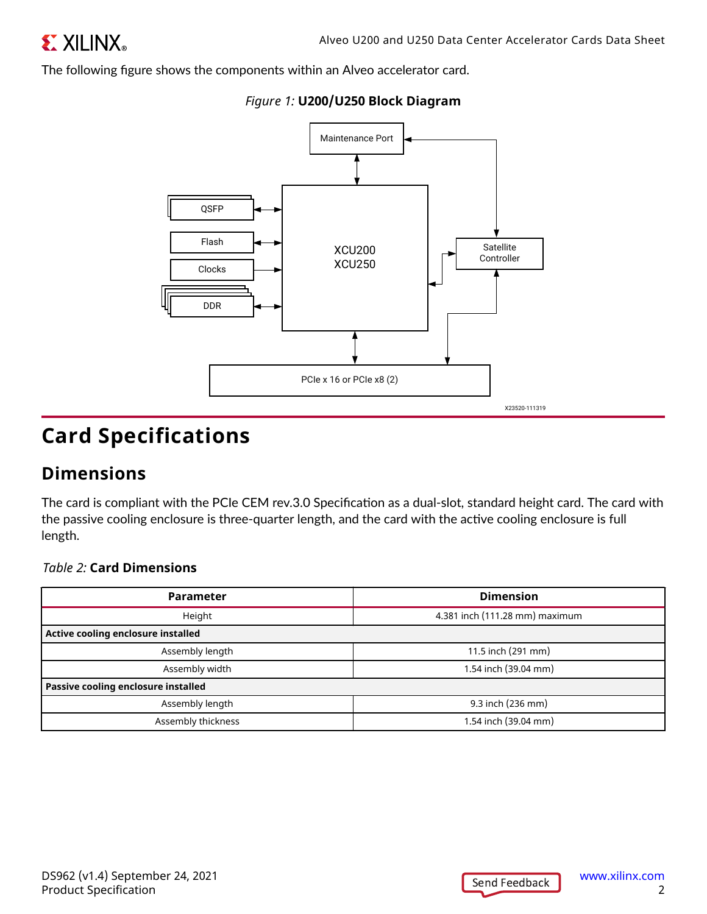The following figure shows the components within an Alveo accelerator card.

*Figure 1:* **U200/U250 Block Diagram**

# Card Specifications

## Dimensions

The card is compliant with the PCIe CEM rev.3.0 Specification as a dual-slot, standard height card. The card with the passive cooling enclosure is three-quarter length, and the card with the active cooling enclosure is full length.

*Table 2:* **Card Dimensions**

| Parameter | Dimension |
|---|---|
| Height | 4.381 inch (111.28 mm) maximum |
| **Active cooling enclosure installed** | |
| Assembly length | 11.5 inch (291 mm) |
| Assembly width | 1.54 inch (39.04 mm) |
| **Passive cooling enclosure installed** | |
| Assembly length | 9.3 inch (236 mm) |
| Assembly thickness | 1.54 inch (39.04 mm) |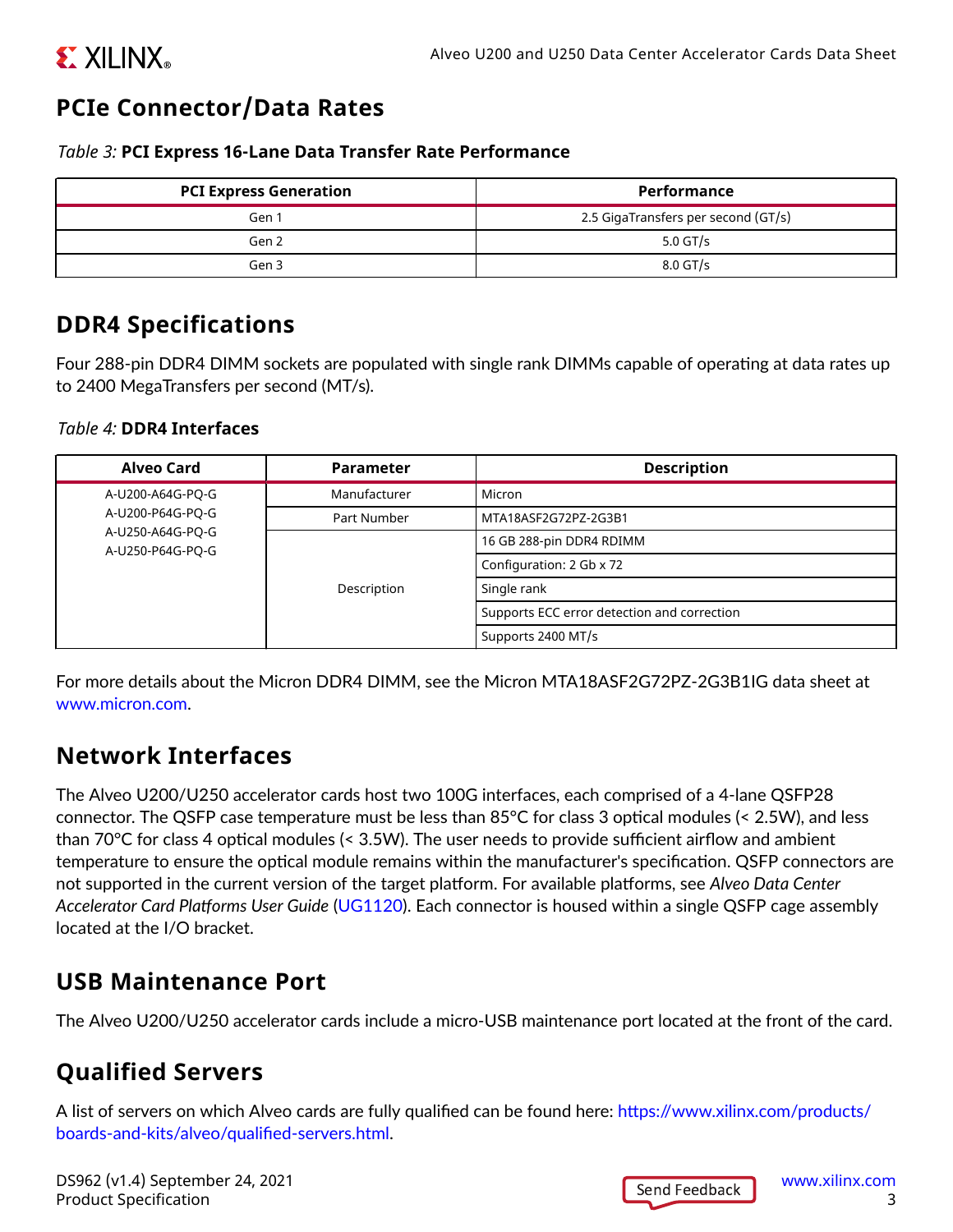## PCIe Connector/Data Rates

*Table 3:* **PCI Express 16-Lane Data Transfer Rate Performance**

| PCI Express Generation | Performance |
|---|---|
| Gen 1 | 2.5 GigaTransfers per second (GT/s) |
| Gen 2 | 5.0 GT/s |
| Gen 3 | 8.0 GT/s |

## DDR4 Specifications

Four 288-pin DDR4 DIMM sockets are populated with single rank DIMMs capable of operating at data rates up to 2400 MegaTransfers per second (MT/s).

*Table 4:* **DDR4 Interfaces**

| Alveo Card | Parameter | Description |
|---|---|---|
| A-U200-A64G-PQ-G<br>A-U200-P64G-PQ-G<br>A-U250-A64G-PQ-G<br>A-U250-P64G-PQ-G | Manufacturer | Micron |
| | Part Number | MTA18ASF2G72PZ-2G3B1 |
| | Description | 16 GB 288-pin DDR4 RDIMM |
| | | Configuration: 2 Gb x 72 |
| | | Single rank |
| | | Supports ECC error detection and correction |
| | | Supports 2400 MT/s |

For more details about the Micron DDR4 DIMM, see the Micron MTA18ASF2G72PZ-2G3B1IG data sheet at www.micron.com.

## Network Interfaces

The Alveo U200/U250 accelerator cards host two 100G interfaces, each comprised of a 4-lane QSFP28 connector. The QSFP case temperature must be less than 85°C for class 3 optical modules (< 2.5W), and less than 70°C for class 4 optical modules (< 3.5W). The user needs to provide sufficient airflow and ambient temperature to ensure the optical module remains within the manufacturer's specification. QSFP connectors are not supported in the current version of the target platform. For available platforms, see *Alveo Data Center Accelerator Card Platforms User Guide* (UG1120). Each connector is housed within a single QSFP cage assembly located at the I/O bracket.

## USB Maintenance Port

The Alveo U200/U250 accelerator cards include a micro-USB maintenance port located at the front of the card.

## Qualified Servers

A list of servers on which Alveo cards are fully qualified can be found here: https://www.xilinx.com/products/boards-and-kits/alveo/qualified-servers.html.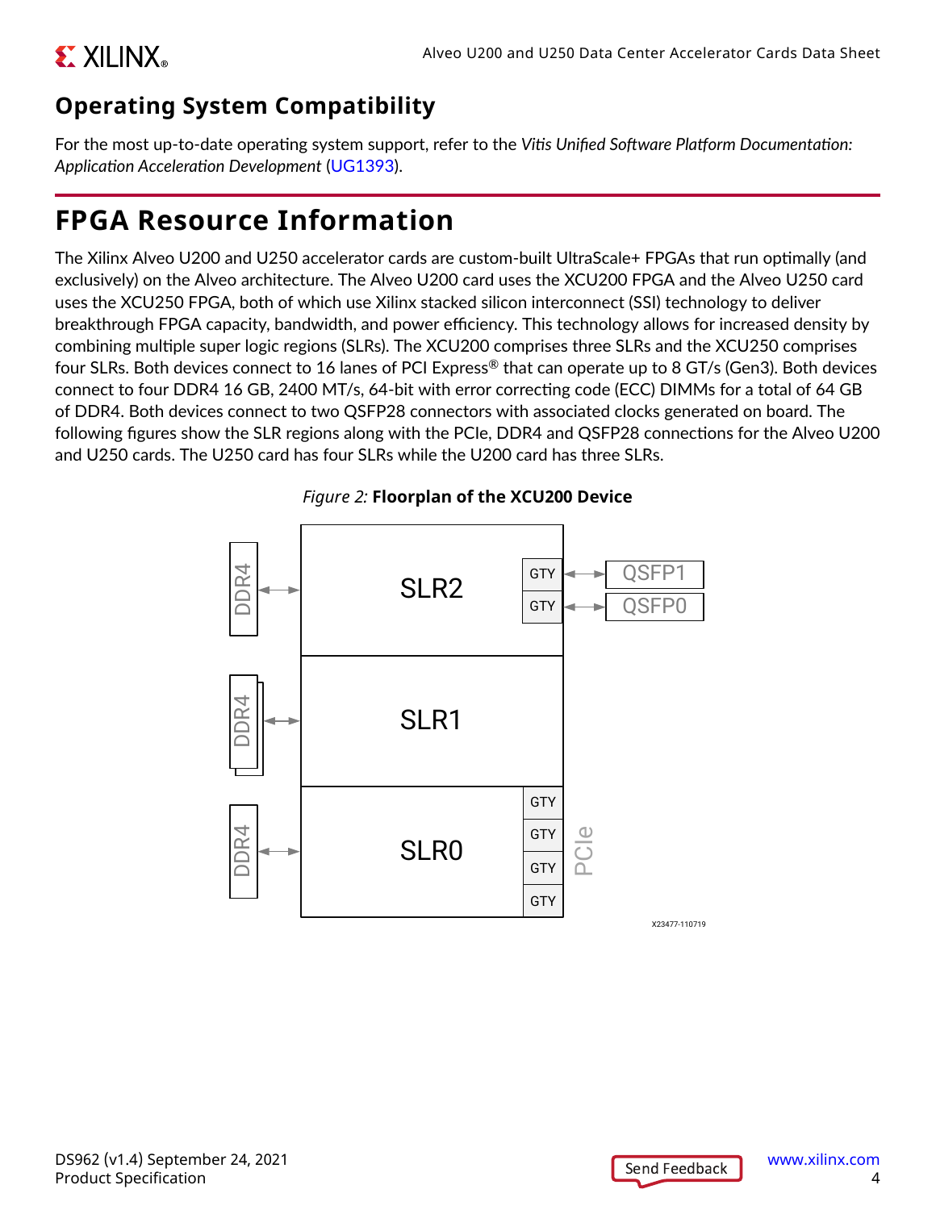## Operating System Compatibility

For the most up-to-date operating system support, refer to the *Vitis Unified Software Platform Documentation: Application Acceleration Development* (UG1393).

# FPGA Resource Information

The Xilinx Alveo U200 and U250 accelerator cards are custom-built UltraScale+ FPGAs that run optimally (and exclusively) on the Alveo architecture. The Alveo U200 card uses the XCU200 FPGA and the Alveo U250 card uses the XCU250 FPGA, both of which use Xilinx stacked silicon interconnect (SSI) technology to deliver breakthrough FPGA capacity, bandwidth, and power efficiency. This technology allows for increased density by combining multiple super logic regions (SLRs). The XCU200 comprises three SLRs and the XCU250 comprises four SLRs. Both devices connect to 16 lanes of PCI Express® that can operate up to 8 GT/s (Gen3). Both devices connect to four DDR4 16 GB, 2400 MT/s, 64-bit with error correcting code (ECC) DIMMs for a total of 64 GB of DDR4. Both devices connect to two QSFP28 connectors with associated clocks generated on board. The following figures show the SLR regions along with the PCIe, DDR4 and QSFP28 connections for the Alveo U200 and U250 cards. The U250 card has four SLRs while the U200 card has three SLRs.

*Figure 2:* **Floorplan of the XCU200 Device**

DDR4 ↔ SLR2 (GTY ↔ QSFP1, GTY ↔ QSFP0)

DDR4 ↔ SLR1

DDR4 ↔ SLR0 (GTY, GTY, GTY, GTY — PCIe)

X23477-110719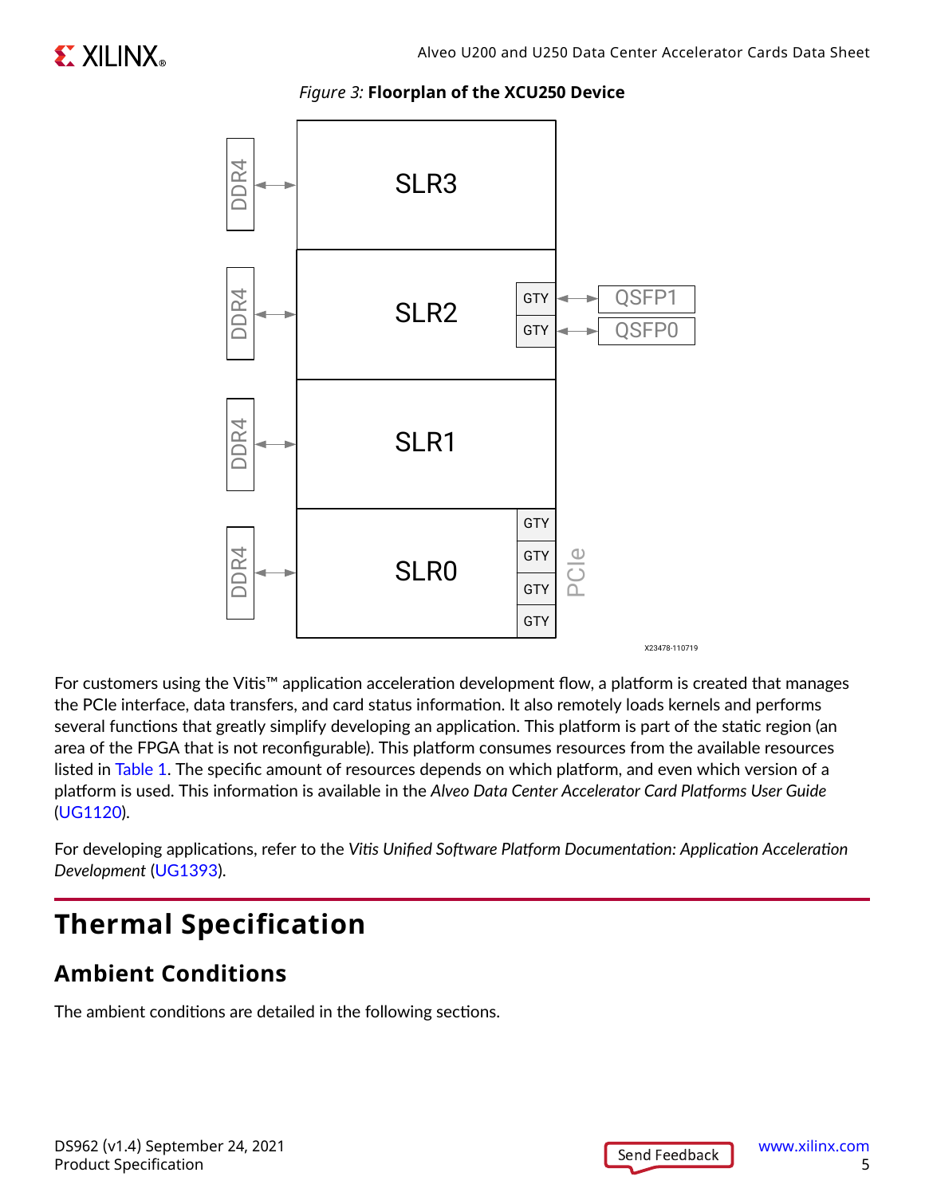*Figure 3:* **Floorplan of the XCU250 Device**

For customers using the Vitis™ application acceleration development flow, a platform is created that manages the PCIe interface, data transfers, and card status information. It also remotely loads kernels and performs several functions that greatly simplify developing an application. This platform is part of the static region (an area of the FPGA that is not reconfigurable). This platform consumes resources from the available resources listed in Table 1. The specific amount of resources depends on which platform, and even which version of a platform is used. This information is available in the *Alveo Data Center Accelerator Card Platforms User Guide* (UG1120).

For developing applications, refer to the *Vitis Unified Software Platform Documentation: Application Acceleration Development* (UG1393).

# Thermal Specification

## Ambient Conditions

The ambient conditions are detailed in the following sections.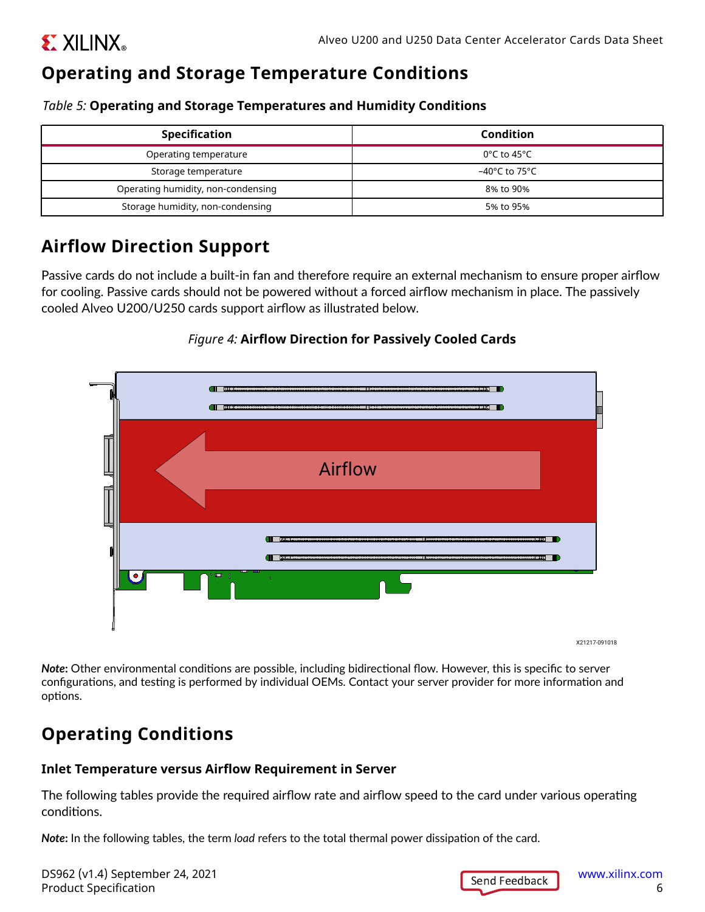## Operating and Storage Temperature Conditions

*Table 5:* **Operating and Storage Temperatures and Humidity Conditions**

| Specification | Condition |
|---|---|
| Operating temperature | 0°C to 45°C |
| Storage temperature | –40°C to 75°C |
| Operating humidity, non-condensing | 8% to 90% |
| Storage humidity, non-condensing | 5% to 95% |

## Airflow Direction Support

Passive cards do not include a built-in fan and therefore require an external mechanism to ensure proper airflow for cooling. Passive cards should not be powered without a forced airflow mechanism in place. The passively cooled Alveo U200/U250 cards support airflow as illustrated below.

*Figure 4:* **Airflow Direction for Passively Cooled Cards**

***Note*:** Other environmental conditions are possible, including bidirectional flow. However, this is specific to server configurations, and testing is performed by individual OEMs. Contact your server provider for more information and options.

## Operating Conditions

### Inlet Temperature versus Airflow Requirement in Server

The following tables provide the required airflow rate and airflow speed to the card under various operating conditions.

***Note*:** In the following tables, the term *load* refers to the total thermal power dissipation of the card.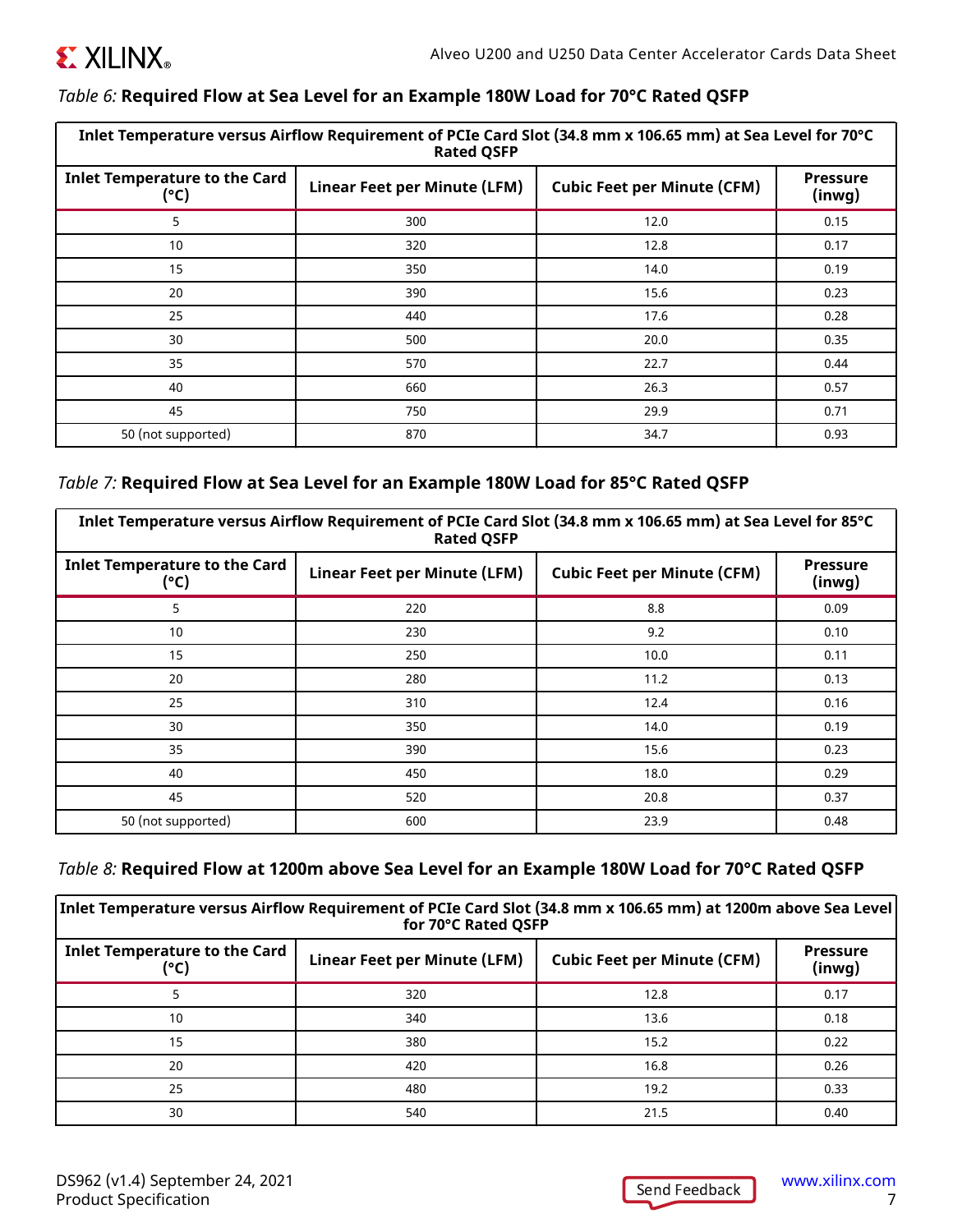*Table 6:* **Required Flow at Sea Level for an Example 180W Load for 70°C Rated QSFP**

| Inlet Temperature versus Airflow Requirement of PCIe Card Slot (34.8 mm x 106.65 mm) at Sea Level for 70°C Rated QSFP | | | |
|---|---|---|---|
| **Inlet Temperature to the Card (°C)** | **Linear Feet per Minute (LFM)** | **Cubic Feet per Minute (CFM)** | **Pressure (inwg)** |
| 5 | 300 | 12.0 | 0.15 |
| 10 | 320 | 12.8 | 0.17 |
| 15 | 350 | 14.0 | 0.19 |
| 20 | 390 | 15.6 | 0.23 |
| 25 | 440 | 17.6 | 0.28 |
| 30 | 500 | 20.0 | 0.35 |
| 35 | 570 | 22.7 | 0.44 |
| 40 | 660 | 26.3 | 0.57 |
| 45 | 750 | 29.9 | 0.71 |
| 50 (not supported) | 870 | 34.7 | 0.93 |

*Table 7:* **Required Flow at Sea Level for an Example 180W Load for 85°C Rated QSFP**

| Inlet Temperature versus Airflow Requirement of PCIe Card Slot (34.8 mm x 106.65 mm) at Sea Level for 85°C Rated QSFP | | | |
|---|---|---|---|
| **Inlet Temperature to the Card (°C)** | **Linear Feet per Minute (LFM)** | **Cubic Feet per Minute (CFM)** | **Pressure (inwg)** |
| 5 | 220 | 8.8 | 0.09 |
| 10 | 230 | 9.2 | 0.10 |
| 15 | 250 | 10.0 | 0.11 |
| 20 | 280 | 11.2 | 0.13 |
| 25 | 310 | 12.4 | 0.16 |
| 30 | 350 | 14.0 | 0.19 |
| 35 | 390 | 15.6 | 0.23 |
| 40 | 450 | 18.0 | 0.29 |
| 45 | 520 | 20.8 | 0.37 |
| 50 (not supported) | 600 | 23.9 | 0.48 |

*Table 8:* **Required Flow at 1200m above Sea Level for an Example 180W Load for 70°C Rated QSFP**

| Inlet Temperature versus Airflow Requirement of PCIe Card Slot (34.8 mm x 106.65 mm) at 1200m above Sea Level for 70°C Rated QSFP | | | |
|---|---|---|---|
| **Inlet Temperature to the Card (°C)** | **Linear Feet per Minute (LFM)** | **Cubic Feet per Minute (CFM)** | **Pressure (inwg)** |
| 5 | 320 | 12.8 | 0.17 |
| 10 | 340 | 13.6 | 0.18 |
| 15 | 380 | 15.2 | 0.22 |
| 20 | 420 | 16.8 | 0.26 |
| 25 | 480 | 19.2 | 0.33 |
| 30 | 540 | 21.5 | 0.40 |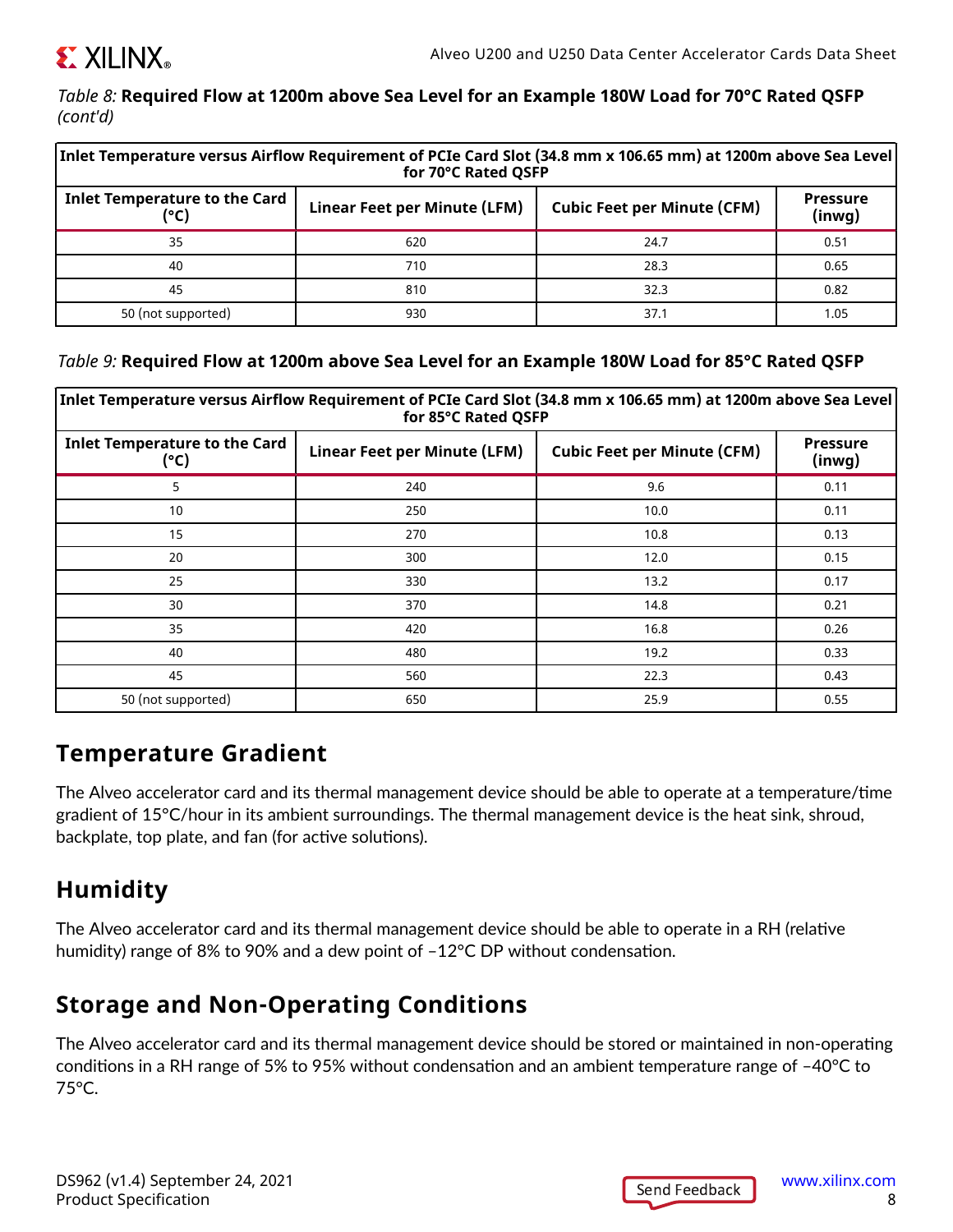*Table 8:* **Required Flow at 1200m above Sea Level for an Example 180W Load for 70°C Rated QSFP** *(cont'd)*

| Inlet Temperature versus Airflow Requirement of PCIe Card Slot (34.8 mm x 106.65 mm) at 1200m above Sea Level for 70°C Rated QSFP | | | |
|---|---|---|---|
| **Inlet Temperature to the Card (°C)** | **Linear Feet per Minute (LFM)** | **Cubic Feet per Minute (CFM)** | **Pressure (inwg)** |
| 35 | 620 | 24.7 | 0.51 |
| 40 | 710 | 28.3 | 0.65 |
| 45 | 810 | 32.3 | 0.82 |
| 50 (not supported) | 930 | 37.1 | 1.05 |

*Table 9:* **Required Flow at 1200m above Sea Level for an Example 180W Load for 85°C Rated QSFP**

| Inlet Temperature versus Airflow Requirement of PCIe Card Slot (34.8 mm x 106.65 mm) at 1200m above Sea Level for 85°C Rated QSFP | | | |
|---|---|---|---|
| **Inlet Temperature to the Card (°C)** | **Linear Feet per Minute (LFM)** | **Cubic Feet per Minute (CFM)** | **Pressure (inwg)** |
| 5 | 240 | 9.6 | 0.11 |
| 10 | 250 | 10.0 | 0.11 |
| 15 | 270 | 10.8 | 0.13 |
| 20 | 300 | 12.0 | 0.15 |
| 25 | 330 | 13.2 | 0.17 |
| 30 | 370 | 14.8 | 0.21 |
| 35 | 420 | 16.8 | 0.26 |
| 40 | 480 | 19.2 | 0.33 |
| 45 | 560 | 22.3 | 0.43 |
| 50 (not supported) | 650 | 25.9 | 0.55 |

## Temperature Gradient

The Alveo accelerator card and its thermal management device should be able to operate at a temperature/time gradient of 15°C/hour in its ambient surroundings. The thermal management device is the heat sink, shroud, backplate, top plate, and fan (for active solutions).

## Humidity

The Alveo accelerator card and its thermal management device should be able to operate in a RH (relative humidity) range of 8% to 90% and a dew point of –12°C DP without condensation.

## Storage and Non-Operating Conditions

The Alveo accelerator card and its thermal management device should be stored or maintained in non-operating conditions in a RH range of 5% to 95% without condensation and an ambient temperature range of –40°C to 75°C.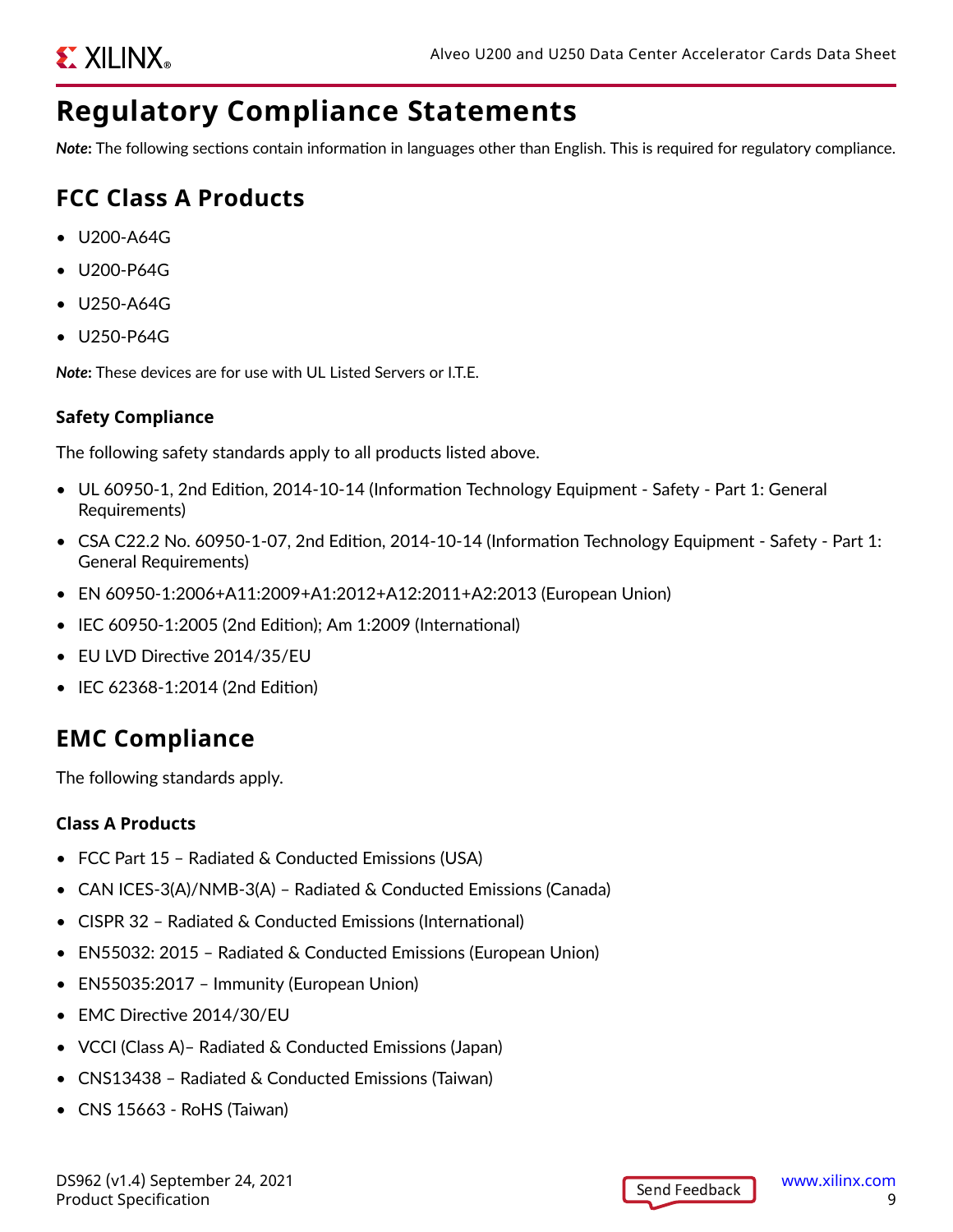# Regulatory Compliance Statements

***Note***: The following sections contain information in languages other than English. This is required for regulatory compliance.

## FCC Class A Products

- U200-A64G
- U200-P64G
- U250-A64G
- U250-P64G

***Note***: These devices are for use with UL Listed Servers or I.T.E.

### Safety Compliance

The following safety standards apply to all products listed above.

- UL 60950-1, 2nd Edition, 2014-10-14 (Information Technology Equipment - Safety - Part 1: General Requirements)
- CSA C22.2 No. 60950-1-07, 2nd Edition, 2014-10-14 (Information Technology Equipment - Safety - Part 1: General Requirements)
- EN 60950-1:2006+A11:2009+A1:2012+A12:2011+A2:2013 (European Union)
- IEC 60950-1:2005 (2nd Edition); Am 1:2009 (International)
- EU LVD Directive 2014/35/EU
- IEC 62368-1:2014 (2nd Edition)

## EMC Compliance

The following standards apply.

### Class A Products

- FCC Part 15 – Radiated & Conducted Emissions (USA)
- CAN ICES-3(A)/NMB-3(A) – Radiated & Conducted Emissions (Canada)
- CISPR 32 – Radiated & Conducted Emissions (International)
- EN55032: 2015 – Radiated & Conducted Emissions (European Union)
- EN55035:2017 – Immunity (European Union)
- EMC Directive 2014/30/EU
- VCCI (Class A)– Radiated & Conducted Emissions (Japan)
- CNS13438 – Radiated & Conducted Emissions (Taiwan)
- CNS 15663 - RoHS (Taiwan)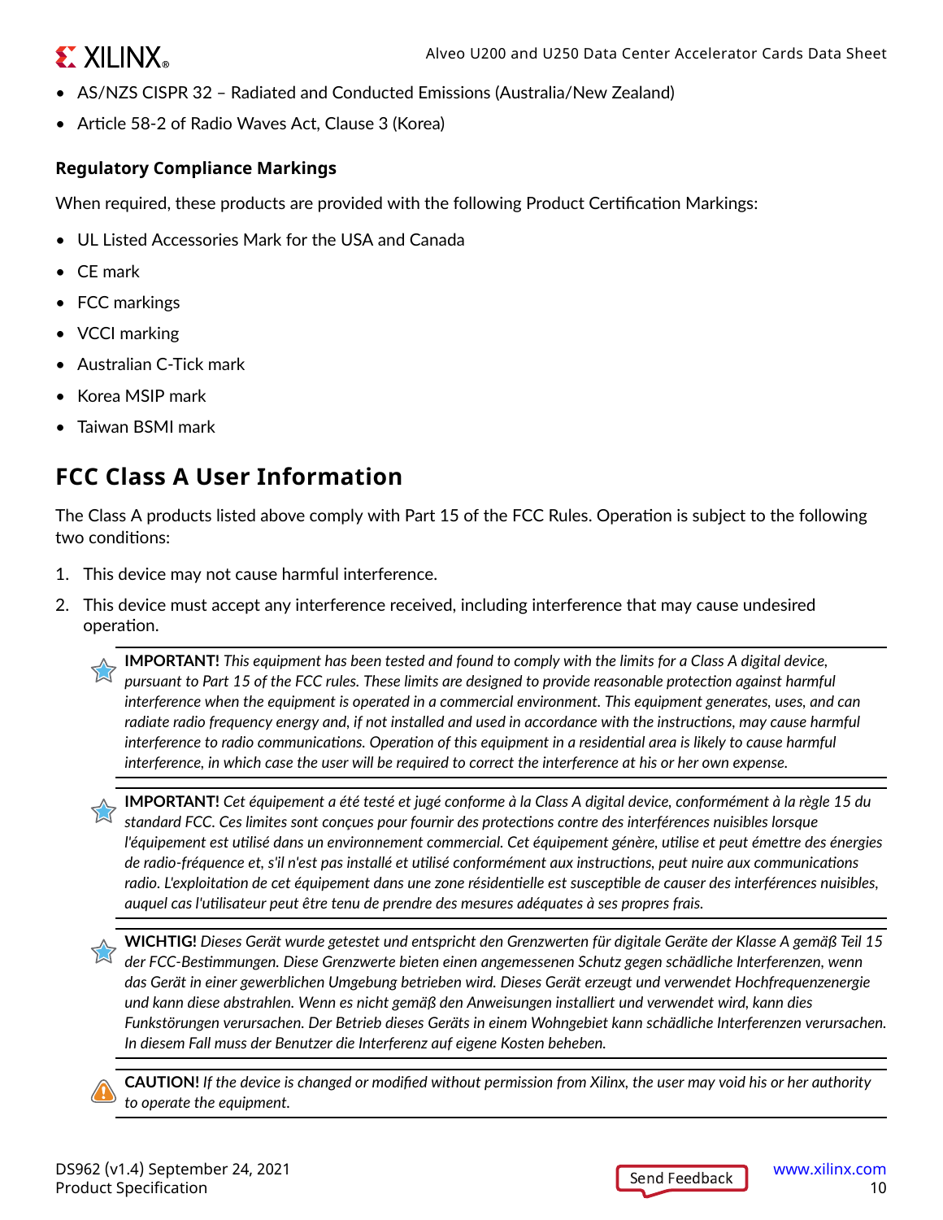- AS/NZS CISPR 32 – Radiated and Conducted Emissions (Australia/New Zealand)
- Article 58-2 of Radio Waves Act, Clause 3 (Korea)

### Regulatory Compliance Markings

When required, these products are provided with the following Product Certification Markings:

- UL Listed Accessories Mark for the USA and Canada
- CE mark
- FCC markings
- VCCI marking
- Australian C-Tick mark
- Korea MSIP mark
- Taiwan BSMI mark

## FCC Class A User Information

The Class A products listed above comply with Part 15 of the FCC Rules. Operation is subject to the following two conditions:

1. This device may not cause harmful interference.
2. This device must accept any interference received, including interference that may cause undesired operation.

> **IMPORTANT!** *This equipment has been tested and found to comply with the limits for a Class A digital device, pursuant to Part 15 of the FCC rules. These limits are designed to provide reasonable protection against harmful interference when the equipment is operated in a commercial environment. This equipment generates, uses, and can radiate radio frequency energy and, if not installed and used in accordance with the instructions, may cause harmful interference to radio communications. Operation of this equipment in a residential area is likely to cause harmful interference, in which case the user will be required to correct the interference at his or her own expense.*

> **IMPORTANT!** *Cet équipement a été testé et jugé conforme à la Class A digital device, conformément à la règle 15 du standard FCC. Ces limites sont conçues pour fournir des protections contre des interférences nuisibles lorsque l'équipement est utilisé dans un environnement commercial. Cet équipement génère, utilise et peut émettre des énergies de radio-fréquence et, s'il n'est pas installé et utilisé conformément aux instructions, peut nuire aux communications radio. L'exploitation de cet équipement dans une zone résidentielle est susceptible de causer des interférences nuisibles, auquel cas l'utilisateur peut être tenu de prendre des mesures adéquates à ses propres frais.*

> **WICHTIG!** *Dieses Gerät wurde getestet und entspricht den Grenzwerten für digitale Geräte der Klasse A gemäß Teil 15 der FCC-Bestimmungen. Diese Grenzwerte bieten einen angemessenen Schutz gegen schädliche Interferenzen, wenn das Gerät in einer gewerblichen Umgebung betrieben wird. Dieses Gerät erzeugt und verwendet Hochfrequenzenergie und kann diese abstrahlen. Wenn es nicht gemäß den Anweisungen installiert und verwendet wird, kann dies Funkstörungen verursachen. Der Betrieb dieses Geräts in einem Wohngebiet kann schädliche Interferenzen verursachen. In diesem Fall muss der Benutzer die Interferenz auf eigene Kosten beheben.*

> **CAUTION!** *If the device is changed or modified without permission from Xilinx, the user may void his or her authority to operate the equipment.*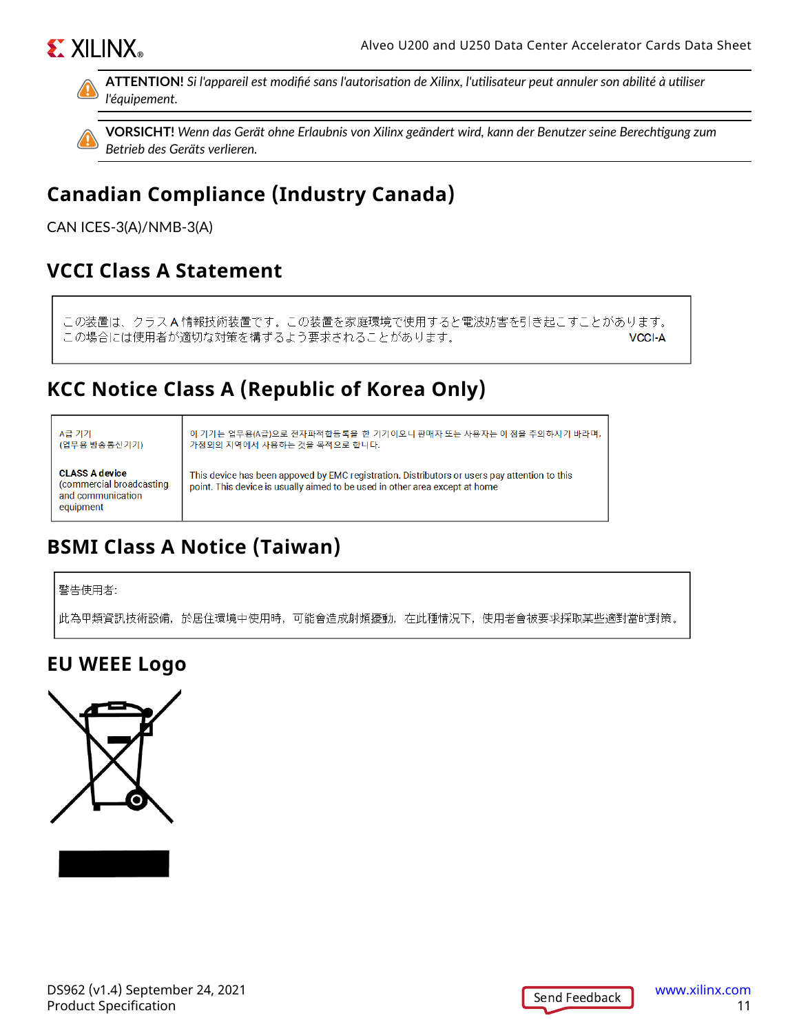> **ATTENTION!** *Si l'appareil est modifié sans l'autorisation de Xilinx, l'utilisateur peut annuler son abilité à utiliser l'équipement.*

> **VORSICHT!** *Wenn das Gerät ohne Erlaubnis von Xilinx geändert wird, kann der Benutzer seine Berechtigung zum Betrieb des Geräts verlieren.*

## Canadian Compliance (Industry Canada)

CAN ICES-3(A)/NMB-3(A)

## VCCI Class A Statement

この装置は、クラス A 情報技術装置です。この装置を家庭環境で使用すると電波妨害を引き起こすことがあります。この場合には使用者が適切な対策を講ずるよう要求されることがあります。 VCCI-A

## KCC Notice Class A (Republic of Korea Only)

| | |
|---|---|
| A급 기기 (업무용 방송통신기기) | 이 기기는 업무용(A급)으로 전자파적합등록을 한 기기이오니 판매자 또는 사용자는 이 점을 주의하시기 바라며, 가정외의 지역에서 사용하는 것을 목적으로 합니다. |
| **CLASS A device** (commercial broadcasting and communication equipment) | This device has been appoved by EMC registration. Distributors or users pay attention to this point. This device is usually aimed to be used in other area except at home |

## BSMI Class A Notice (Taiwan)

警告使用者:

此為甲類資訊技術設備，於居住環境中使用時，可能會造成射頻擾動，在此種情況下，使用者會被要求採取某些適當的對策。

## EU WEEE Logo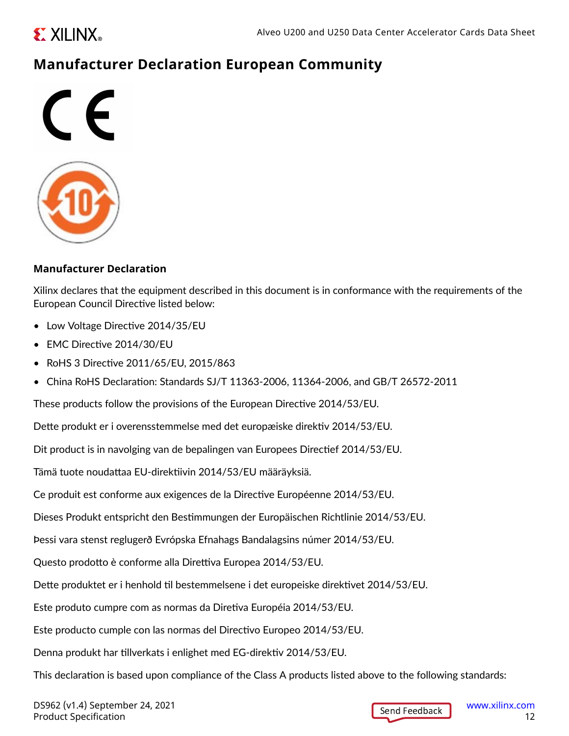## Manufacturer Declaration European Community

### Manufacturer Declaration

Xilinx declares that the equipment described in this document is in conformance with the requirements of the European Council Directive listed below:

- Low Voltage Directive 2014/35/EU
- EMC Directive 2014/30/EU
- RoHS 3 Directive 2011/65/EU, 2015/863
- China RoHS Declaration: Standards SJ/T 11363-2006, 11364-2006, and GB/T 26572-2011

These products follow the provisions of the European Directive 2014/53/EU.

Dette produkt er i overensstemmelse med det europæiske direktiv 2014/53/EU.

Dit product is in navolging van de bepalingen van Europees Directief 2014/53/EU.

Tämä tuote noudattaa EU-direktiivin 2014/53/EU määräyksiä.

Ce produit est conforme aux exigences de la Directive Européenne 2014/53/EU.

Dieses Produkt entspricht den Bestimmungen der Europäischen Richtlinie 2014/53/EU.

Þessi vara stenst reglugerð Evrópska Efnahags Bandalagsins númer 2014/53/EU.

Questo prodotto è conforme alla Direttiva Europea 2014/53/EU.

Dette produktet er i henhold til bestemmelsene i det europeiske direktivet 2014/53/EU.

Este produto cumpre com as normas da Diretiva Européia 2014/53/EU.

Este producto cumple con las normas del Directivo Europeo 2014/53/EU.

Denna produkt har tillverkats i enlighet med EG-direktiv 2014/53/EU.

This declaration is based upon compliance of the Class A products listed above to the following standards: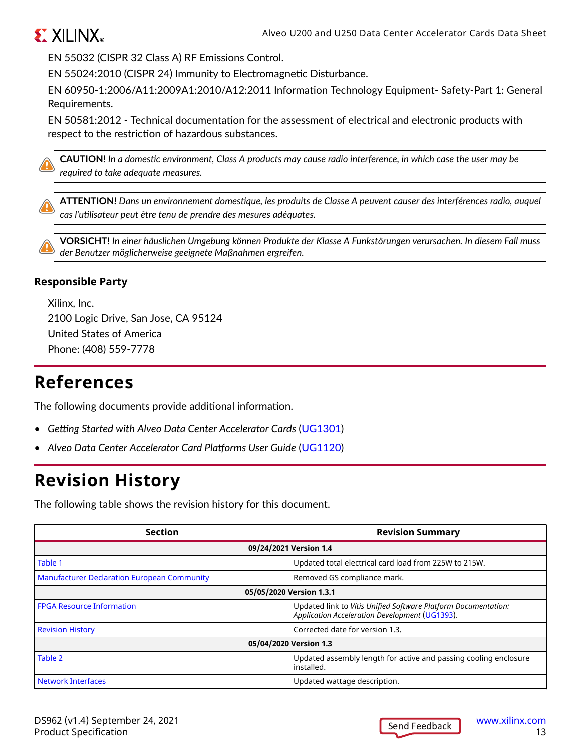EN 55032 (CISPR 32 Class A) RF Emissions Control.

EN 55024:2010 (CISPR 24) Immunity to Electromagnetic Disturbance.

EN 60950-1:2006/A11:2009A1:2010/A12:2011 Information Technology Equipment- Safety-Part 1: General Requirements.

EN 50581:2012 - Technical documentation for the assessment of electrical and electronic products with respect to the restriction of hazardous substances.

**CAUTION!** *In a domestic environment, Class A products may cause radio interference, in which case the user may be required to take adequate measures.*

**ATTENTION!** *Dans un environnement domestique, les produits de Classe A peuvent causer des interférences radio, auquel cas l'utilisateur peut être tenu de prendre des mesures adéquates.*

**VORSICHT!** *In einer häuslichen Umgebung können Produkte der Klasse A Funkstörungen verursachen. In diesem Fall muss der Benutzer möglicherweise geeignete Maßnahmen ergreifen.*

### Responsible Party

Xilinx, Inc.
2100 Logic Drive, San Jose, CA 95124
United States of America
Phone: (408) 559-7778

## References

The following documents provide additional information.

- *Getting Started with Alveo Data Center Accelerator Cards* (UG1301)
- *Alveo Data Center Accelerator Card Platforms User Guide* (UG1120)

## Revision History

The following table shows the revision history for this document.

| Section | Revision Summary |
|---|---|
| **09/24/2021 Version 1.4** | |
| Table 1 | Updated total electrical card load from 225W to 215W. |
| Manufacturer Declaration European Community | Removed GS compliance mark. |
| **05/05/2020 Version 1.3.1** | |
| FPGA Resource Information | Updated link to *Vitis Unified Software Platform Documentation: Application Acceleration Development* (UG1393). |
| Revision History | Corrected date for version 1.3. |
| **05/04/2020 Version 1.3** | |
| Table 2 | Updated assembly length for active and passing cooling enclosure installed. |
| Network Interfaces | Updated wattage description. |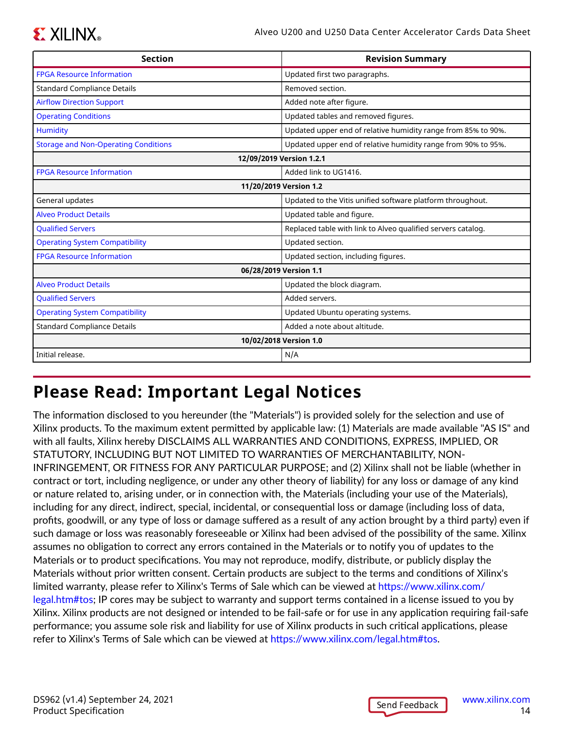| Section | Revision Summary |
|---|---|
| FPGA Resource Information | Updated first two paragraphs. |
| Standard Compliance Details | Removed section. |
| Airflow Direction Support | Added note after figure. |
| Operating Conditions | Updated tables and removed figures. |
| Humidity | Updated upper end of relative humidity range from 85% to 90%. |
| Storage and Non-Operating Conditions | Updated upper end of relative humidity range from 90% to 95%. |
| **12/09/2019 Version 1.2.1** | |
| FPGA Resource Information | Added link to UG1416. |
| **11/20/2019 Version 1.2** | |
| General updates | Updated to the Vitis unified software platform throughout. |
| Alveo Product Details | Updated table and figure. |
| Qualified Servers | Replaced table with link to Alveo qualified servers catalog. |
| Operating System Compatibility | Updated section. |
| FPGA Resource Information | Updated section, including figures. |
| **06/28/2019 Version 1.1** | |
| Alveo Product Details | Updated the block diagram. |
| Qualified Servers | Added servers. |
| Operating System Compatibility | Updated Ubuntu operating systems. |
| Standard Compliance Details | Added a note about altitude. |
| **10/02/2018 Version 1.0** | |
| Initial release. | N/A |

# Please Read: Important Legal Notices

The information disclosed to you hereunder (the "Materials") is provided solely for the selection and use of Xilinx products. To the maximum extent permitted by applicable law: (1) Materials are made available "AS IS" and with all faults, Xilinx hereby DISCLAIMS ALL WARRANTIES AND CONDITIONS, EXPRESS, IMPLIED, OR STATUTORY, INCLUDING BUT NOT LIMITED TO WARRANTIES OF MERCHANTABILITY, NON-INFRINGEMENT, OR FITNESS FOR ANY PARTICULAR PURPOSE; and (2) Xilinx shall not be liable (whether in contract or tort, including negligence, or under any other theory of liability) for any loss or damage of any kind or nature related to, arising under, or in connection with, the Materials (including your use of the Materials), including for any direct, indirect, special, incidental, or consequential loss or damage (including loss of data, profits, goodwill, or any type of loss or damage suffered as a result of any action brought by a third party) even if such damage or loss was reasonably foreseeable or Xilinx had been advised of the possibility of the same. Xilinx assumes no obligation to correct any errors contained in the Materials or to notify you of updates to the Materials or to product specifications. You may not reproduce, modify, distribute, or publicly display the Materials without prior written consent. Certain products are subject to the terms and conditions of Xilinx's limited warranty, please refer to Xilinx's Terms of Sale which can be viewed at https://www.xilinx.com/legal.htm#tos; IP cores may be subject to warranty and support terms contained in a license issued to you by Xilinx. Xilinx products are not designed or intended to be fail-safe or for use in any application requiring fail-safe performance; you assume sole risk and liability for use of Xilinx products in such critical applications, please refer to Xilinx's Terms of Sale which can be viewed at https://www.xilinx.com/legal.htm#tos.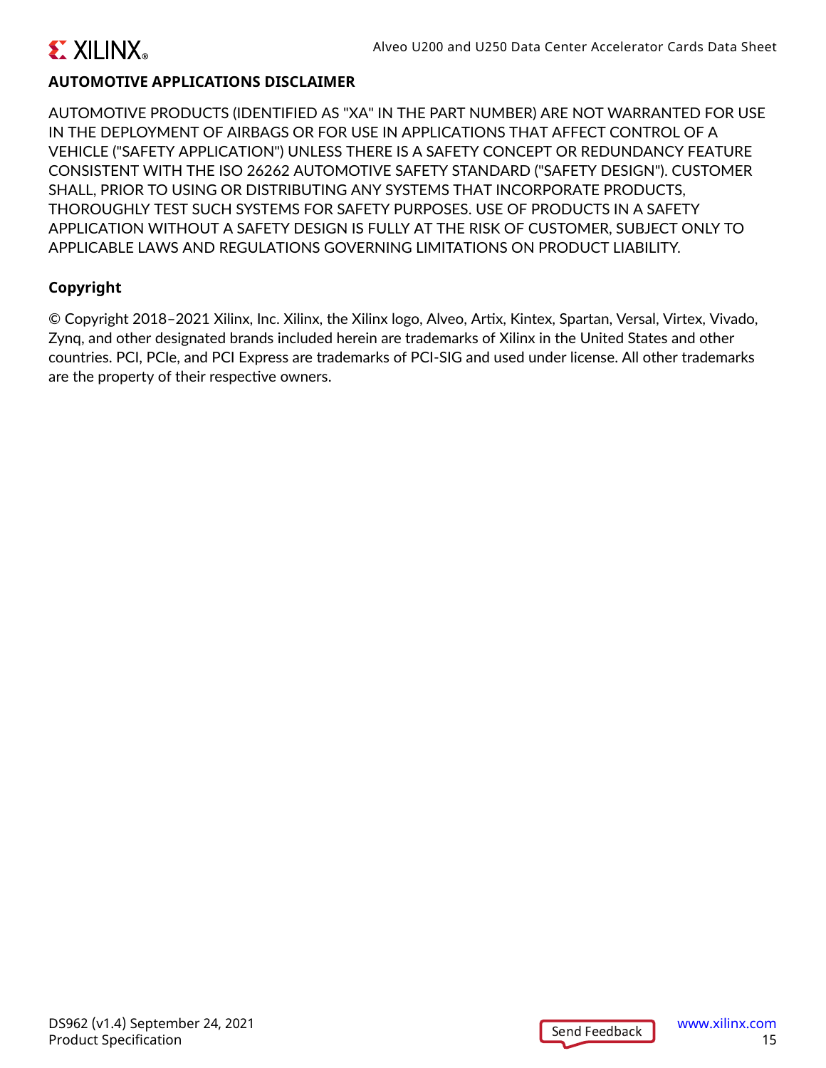### AUTOMOTIVE APPLICATIONS DISCLAIMER

AUTOMOTIVE PRODUCTS (IDENTIFIED AS "XA" IN THE PART NUMBER) ARE NOT WARRANTED FOR USE IN THE DEPLOYMENT OF AIRBAGS OR FOR USE IN APPLICATIONS THAT AFFECT CONTROL OF A VEHICLE ("SAFETY APPLICATION") UNLESS THERE IS A SAFETY CONCEPT OR REDUNDANCY FEATURE CONSISTENT WITH THE ISO 26262 AUTOMOTIVE SAFETY STANDARD ("SAFETY DESIGN"). CUSTOMER SHALL, PRIOR TO USING OR DISTRIBUTING ANY SYSTEMS THAT INCORPORATE PRODUCTS, THOROUGHLY TEST SUCH SYSTEMS FOR SAFETY PURPOSES. USE OF PRODUCTS IN A SAFETY APPLICATION WITHOUT A SAFETY DESIGN IS FULLY AT THE RISK OF CUSTOMER, SUBJECT ONLY TO APPLICABLE LAWS AND REGULATIONS GOVERNING LIMITATIONS ON PRODUCT LIABILITY.

### Copyright

© Copyright 2018–2021 Xilinx, Inc. Xilinx, the Xilinx logo, Alveo, Artix, Kintex, Spartan, Versal, Virtex, Vivado, Zynq, and other designated brands included herein are trademarks of Xilinx in the United States and other countries. PCI, PCIe, and PCI Express are trademarks of PCI-SIG and used under license. All other trademarks are the property of their respective owners.